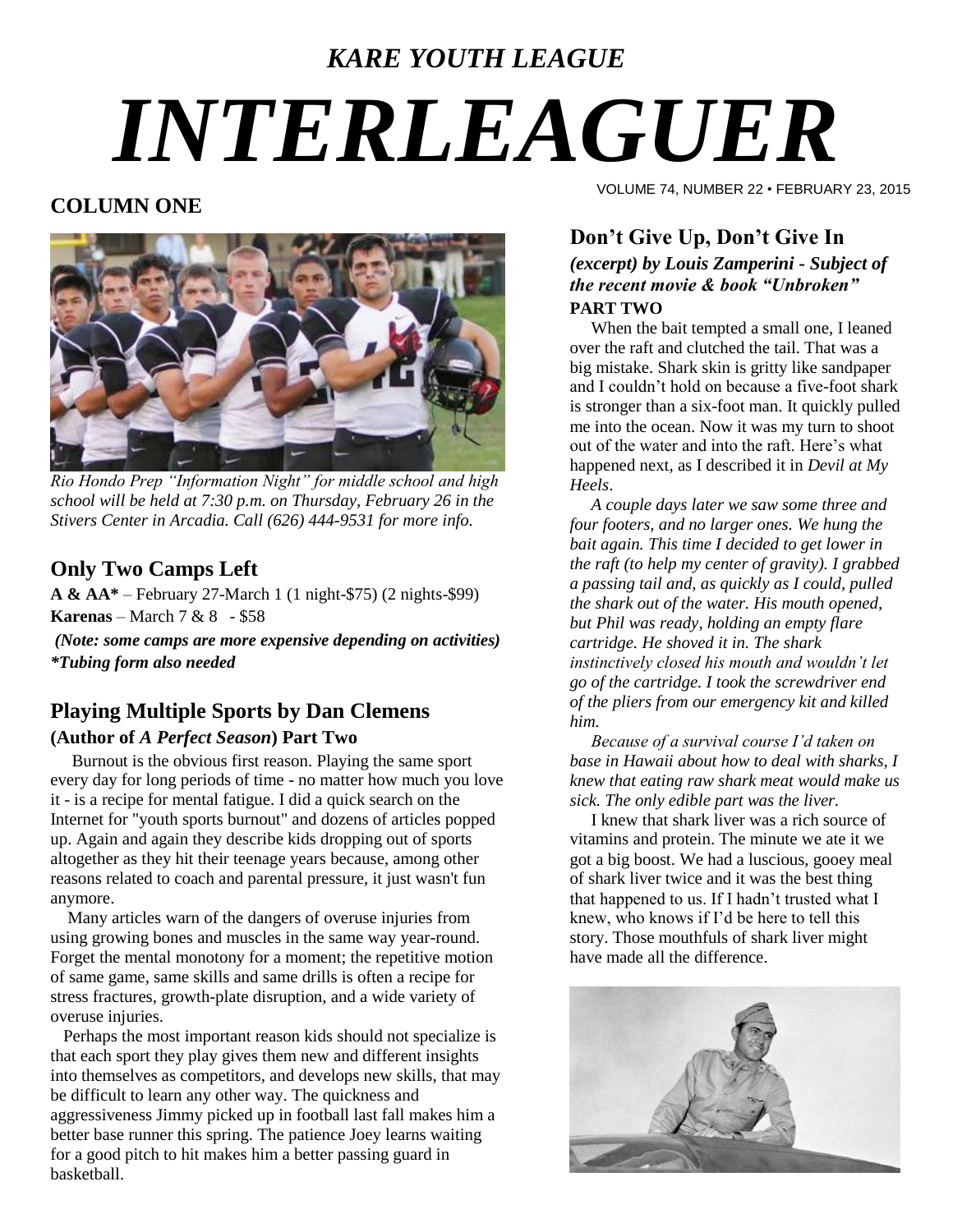*KARE YOUTH LEAGUE*

# *INTERLEAGUER*

VOLUME 74, NUMBER 22 • FEBRUARY 23, 2015

## COLUMN ONE

*Rio Hondo Prep "Information Night" for middle school and high school will be held at 7:30 p.m. on Thursday, February 26 in the Stivers Center in Arcadia. Call (626) 444-9531 for more info.*

## Only Two Camps Left

**A & AA*** – February 27-March 1 (1 night-$75) (2 nights-$99)
**Karenas** – March 7 & 8 - $58

***(Note: some camps are more expensive depending on activities)***
****Tubing form also needed***

## Playing Multiple Sports by Dan Clemens

**(Author of *A Perfect Season*) Part Two**

Burnout is the obvious first reason. Playing the same sport every day for long periods of time - no matter how much you love it - is a recipe for mental fatigue. I did a quick search on the Internet for "youth sports burnout" and dozens of articles popped up. Again and again they describe kids dropping out of sports altogether as they hit their teenage years because, among other reasons related to coach and parental pressure, it just wasn't fun anymore.

Many articles warn of the dangers of overuse injuries from using growing bones and muscles in the same way year-round. Forget the mental monotony for a moment; the repetitive motion of same game, same skills and same drills is often a recipe for stress fractures, growth-plate disruption, and a wide variety of overuse injuries.

Perhaps the most important reason kids should not specialize is that each sport they play gives them new and different insights into themselves as competitors, and develops new skills, that may be difficult to learn any other way. The quickness and aggressiveness Jimmy picked up in football last fall makes him a better base runner this spring. The patience Joey learns waiting for a good pitch to hit makes him a better passing guard in basketball.

## Don't Give Up, Don't Give In

***(excerpt) by Louis Zamperini - Subject of the recent movie & book "Unbroken"***
**PART TWO**

When the bait tempted a small one, I leaned over the raft and clutched the tail. That was a big mistake. Shark skin is gritty like sandpaper and I couldn't hold on because a five-foot shark is stronger than a six-foot man. It quickly pulled me into the ocean. Now it was my turn to shoot out of the water and into the raft. Here's what happened next, as I described it in *Devil at My Heels*.

*A couple days later we saw some three and four footers, and no larger ones. We hung the bait again. This time I decided to get lower in the raft (to help my center of gravity). I grabbed a passing tail and, as quickly as I could, pulled the shark out of the water. His mouth opened, but Phil was ready, holding an empty flare cartridge. He shoved it in. The shark instinctively closed his mouth and wouldn't let go of the cartridge. I took the screwdriver end of the pliers from our emergency kit and killed him.*

*Because of a survival course I'd taken on base in Hawaii about how to deal with sharks, I knew that eating raw shark meat would make us sick. The only edible part was the liver.*

I knew that shark liver was a rich source of vitamins and protein. The minute we ate it we got a big boost. We had a luscious, gooey meal of shark liver twice and it was the best thing that happened to us. If I hadn't trusted what I knew, who knows if I'd be here to tell this story. Those mouthfuls of shark liver might have made all the difference.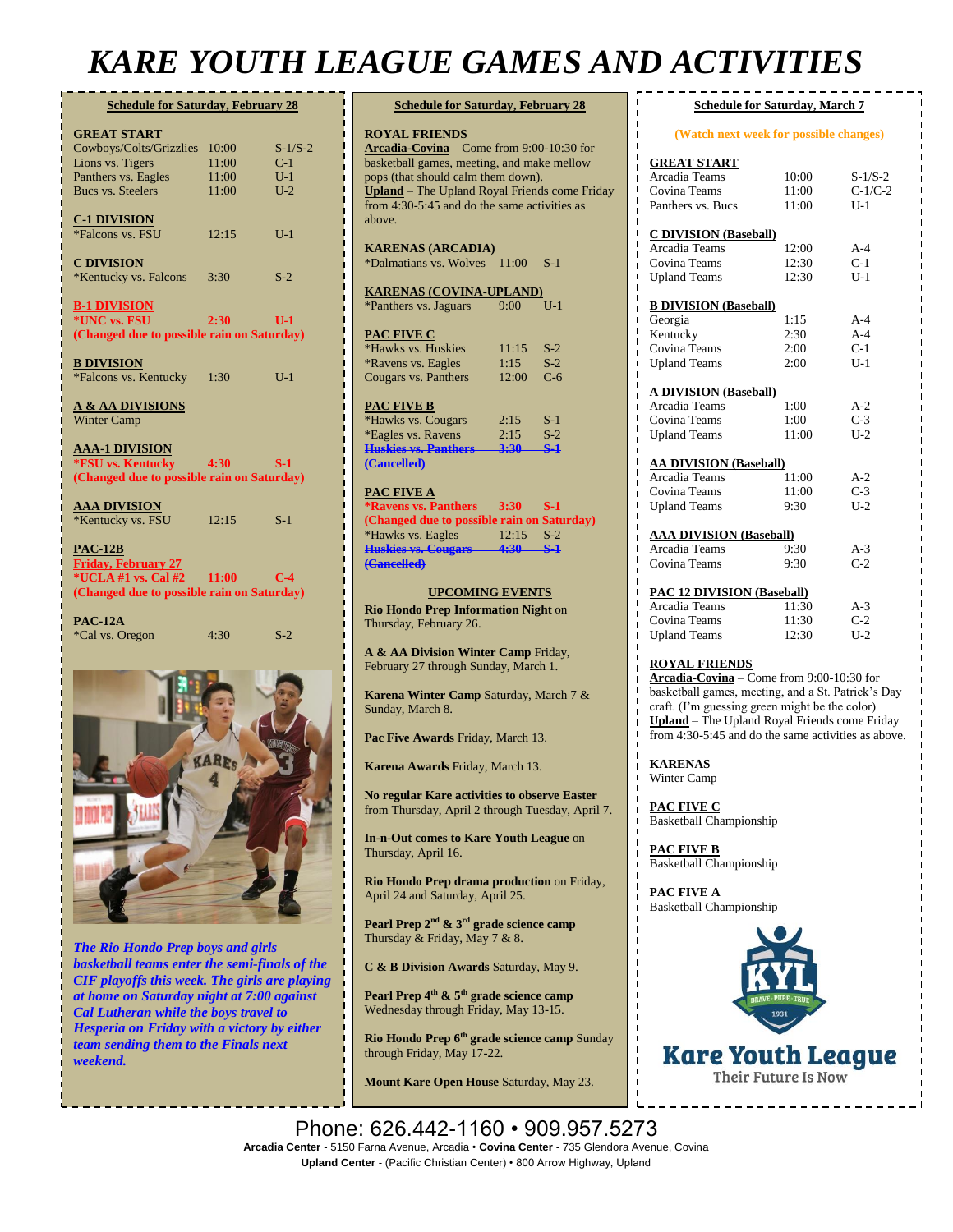# KARE YOUTH LEAGUE GAMES AND ACTIVITIES

## Schedule for Saturday, February 28

**GREAT START**

| | | |
|---|---|---|
| Cowboys/Colts/Grizzlies | 10:00 | S-1/S-2 |
| Lions vs. Tigers | 11:00 | C-1 |
| Panthers vs. Eagles | 11:00 | U-1 |
| Bucs vs. Steelers | 11:00 | U-2 |

**C-1 DIVISION**

*Falcons vs. FSU 12:15 U-1

**C DIVISION**

*Kentucky vs. Falcons 3:30 S-2

**B-1 DIVISION**

*UNC vs. FSU 2:30 U-1

(Changed due to possible rain on Saturday)

**B DIVISION**

*Falcons vs. Kentucky 1:30 U-1

**A & AA DIVISIONS**

Winter Camp

**AAA-1 DIVISION**

*FSU vs. Kentucky 4:30 S-1

(Changed due to possible rain on Saturday)

**AAA DIVISION**

*Kentucky vs. FSU 12:15 S-1

**PAC-12B**

Friday, February 27

*UCLA #1 vs. Cal #2 11:00 C-4

(Changed due to possible rain on Saturday)

**PAC-12A**

*Cal vs. Oregon 4:30 S-2

*The Rio Hondo Prep boys and girls basketball teams enter the semi-finals of the CIF playoffs this week. The girls are playing at home on Saturday night at 7:00 against Cal Lutheran while the boys travel to Hesperia on Friday with a victory by either team sending them to the Finals next weekend.*

## Schedule for Saturday, February 28

**ROYAL FRIENDS**

**Arcadia-Covina** – Come from 9:00-10:30 for basketball games, meeting, and make mellow pops (that should calm them down).

**Upland** – The Upland Royal Friends come Friday from 4:30-5:45 and do the same activities as above.

**KARENAS (ARCADIA)**

*Dalmatians vs. Wolves 11:00 S-1

**KARENAS (COVINA-UPLAND)**

*Panthers vs. Jaguars 9:00 U-1

**PAC FIVE C**

| | | |
|---|---|---|
| *Hawks vs. Huskies | 11:15 | S-2 |
| *Ravens vs. Eagles | 1:15 | S-2 |
| Cougars vs. Panthers | 12:00 | C-6 |

**PAC FIVE B**

| | | |
|---|---|---|
| *Hawks vs. Cougars | 2:15 | S-1 |
| *Eagles vs. Ravens | 2:15 | S-2 |
| ~~Huskies vs. Panthers~~ | ~~3:30~~ | ~~S-1~~ |

(Cancelled)

**PAC FIVE A**

*Ravens vs. Panthers 3:30 S-1

(Changed due to possible rain on Saturday)

*Hawks vs. Eagles 12:15 S-2

~~Huskies vs. Cougars 4:30 S-1~~

~~(Cancelled)~~

### UPCOMING EVENTS

**Rio Hondo Prep Information Night** on Thursday, February 26.

**A & AA Division Winter Camp** Friday, February 27 through Sunday, March 1.

**Karena Winter Camp** Saturday, March 7 & Sunday, March 8.

**Pac Five Awards** Friday, March 13.

**Karena Awards** Friday, March 13.

**No regular Kare activities to observe Easter** from Thursday, April 2 through Tuesday, April 7.

**In-n-Out comes to Kare Youth League** on Thursday, April 16.

**Rio Hondo Prep drama production** on Friday, April 24 and Saturday, April 25.

**Pearl Prep 2nd & 3rd grade science camp** Thursday & Friday, May 7 & 8.

**C & B Division Awards** Saturday, May 9.

**Pearl Prep 4th & 5th grade science camp** Wednesday through Friday, May 13-15.

**Rio Hondo Prep 6th grade science camp** Sunday through Friday, May 17-22.

**Mount Kare Open House** Saturday, May 23.

## Schedule for Saturday, March 7

(Watch next week for possible changes)

**GREAT START**

| | | |
|---|---|---|
| Arcadia Teams | 10:00 | S-1/S-2 |
| Covina Teams | 11:00 | C-1/C-2 |
| Panthers vs. Bucs | 11:00 | U-1 |

**C DIVISION (Baseball)**

| | | |
|---|---|---|
| Arcadia Teams | 12:00 | A-4 |
| Covina Teams | 12:30 | C-1 |
| Upland Teams | 12:30 | U-1 |

**B DIVISION (Baseball)**

| | | |
|---|---|---|
| Georgia | 1:15 | A-4 |
| Kentucky | 2:30 | A-4 |
| Covina Teams | 2:00 | C-1 |
| Upland Teams | 2:00 | U-1 |

**A DIVISION (Baseball)**

| | | |
|---|---|---|
| Arcadia Teams | 1:00 | A-2 |
| Covina Teams | 1:00 | C-3 |
| Upland Teams | 11:00 | U-2 |

**AA DIVISION (Baseball)**

| | | |
|---|---|---|
| Arcadia Teams | 11:00 | A-2 |
| Covina Teams | 11:00 | C-3 |
| Upland Teams | 9:30 | U-2 |

**AAA DIVISION (Baseball)**

| | | |
|---|---|---|
| Arcadia Teams | 9:30 | A-3 |
| Covina Teams | 9:30 | C-2 |

**PAC 12 DIVISION (Baseball)**

| | | |
|---|---|---|
| Arcadia Teams | 11:30 | A-3 |
| Covina Teams | 11:30 | C-2 |
| Upland Teams | 12:30 | U-2 |

**ROYAL FRIENDS**

**Arcadia-Covina** – Come from 9:00-10:30 for basketball games, meeting, and a St. Patrick's Day craft. (I'm guessing green might be the color)

**Upland** – The Upland Royal Friends come Friday from 4:30-5:45 and do the same activities as above.

**KARENAS**

Winter Camp

**PAC FIVE C**

Basketball Championship

**PAC FIVE B**

Basketball Championship

**PAC FIVE A**

Basketball Championship

Kare Youth League

Their Future Is Now

Phone: 626.442-1160 • 909.957.5273

**Arcadia Center** - 5150 Farna Avenue, Arcadia • **Covina Center** - 735 Glendora Avenue, Covina

**Upland Center** - (Pacific Christian Center) • 800 Arrow Highway, Upland